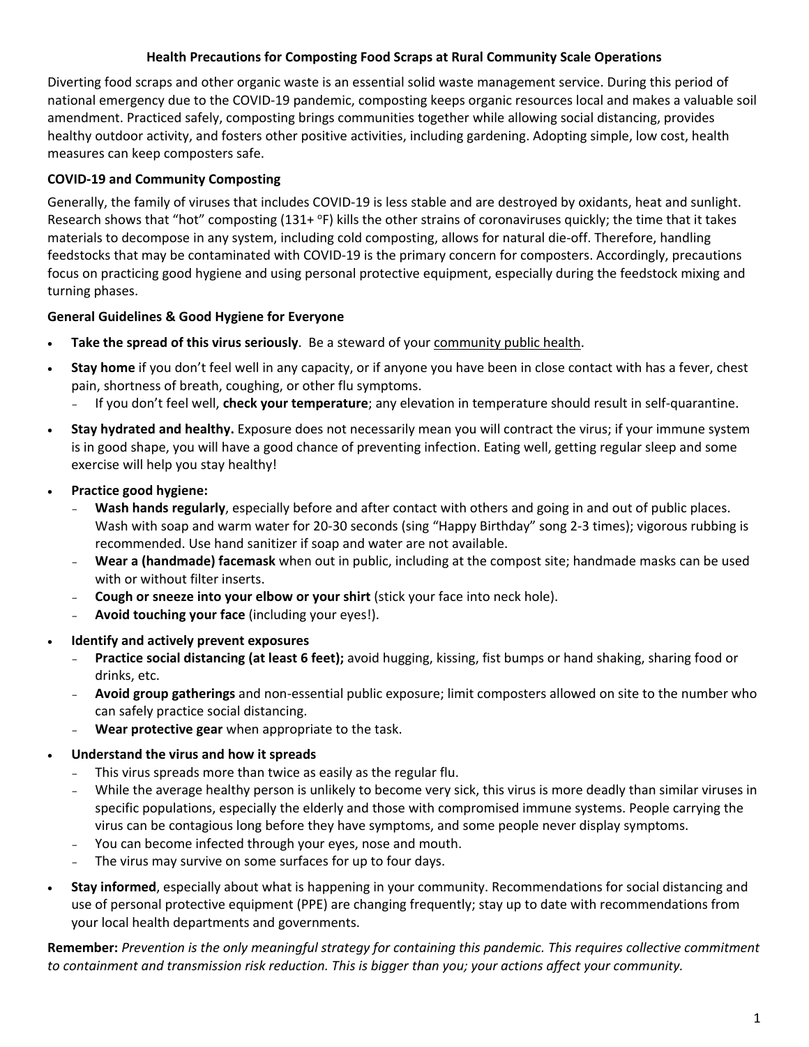# Health Precautions for Composting Food Scraps at Rural Community Scale Operations

Diverting food scraps and other organic waste is an essential solid waste management service. During this period of national emergency due to the COVID-19 pandemic, composting keeps organic resources local and makes a valuable soil amendment. Practiced safely, composting brings communities together while allowing social distancing, provides healthy outdoor activity, and fosters other positive activities, including gardening. Adopting simple, low cost, health measures can keep composters safe.

## COVID-19 and Community Composting

Generally, the family of viruses that includes COVID-19 is less stable and are destroyed by oxidants, heat and sunlight. Research shows that "hot" composting (131+ $^{o}$F) kills the other strains of coronaviruses quickly; the time that it takes materials to decompose in any system, including cold composting, allows for natural die-off. Therefore, handling feedstocks that may be contaminated with COVID-19 is the primary concern for composters. Accordingly, precautions focus on practicing good hygiene and using personal protective equipment, especially during the feedstock mixing and turning phases.

## General Guidelines & Good Hygiene for Everyone

- **Take the spread of this virus seriously**. Be a steward of your community public health.
- **Stay home** if you don't feel well in any capacity, or if anyone you have been in close contact with has a fever, chest pain, shortness of breath, coughing, or other flu symptoms.
  - If you don't feel well, **check your temperature**; any elevation in temperature should result in self-quarantine.
- **Stay hydrated and healthy.** Exposure does not necessarily mean you will contract the virus; if your immune system is in good shape, you will have a good chance of preventing infection. Eating well, getting regular sleep and some exercise will help you stay healthy!
- **Practice good hygiene:**
  - **Wash hands regularly**, especially before and after contact with others and going in and out of public places. Wash with soap and warm water for 20-30 seconds (sing "Happy Birthday" song 2-3 times); vigorous rubbing is recommended. Use hand sanitizer if soap and water are not available.
  - **Wear a (handmade) facemask** when out in public, including at the compost site; handmade masks can be used with or without filter inserts.
  - **Cough or sneeze into your elbow or your shirt** (stick your face into neck hole).
  - **Avoid touching your face** (including your eyes!).
- **Identify and actively prevent exposures**
  - **Practice social distancing (at least 6 feet);** avoid hugging, kissing, fist bumps or hand shaking, sharing food or drinks, etc.
  - **Avoid group gatherings** and non-essential public exposure; limit composters allowed on site to the number who can safely practice social distancing.
  - **Wear protective gear** when appropriate to the task.
- **Understand the virus and how it spreads**
  - This virus spreads more than twice as easily as the regular flu.
  - While the average healthy person is unlikely to become very sick, this virus is more deadly than similar viruses in specific populations, especially the elderly and those with compromised immune systems. People carrying the virus can be contagious long before they have symptoms, and some people never display symptoms.
  - You can become infected through your eyes, nose and mouth.
  - The virus may survive on some surfaces for up to four days.
- **Stay informed**, especially about what is happening in your community. Recommendations for social distancing and use of personal protective equipment (PPE) are changing frequently; stay up to date with recommendations from your local health departments and governments.

**Remember:** *Prevention is the only meaningful strategy for containing this pandemic. This requires collective commitment to containment and transmission risk reduction. This is bigger than you; your actions affect your community.*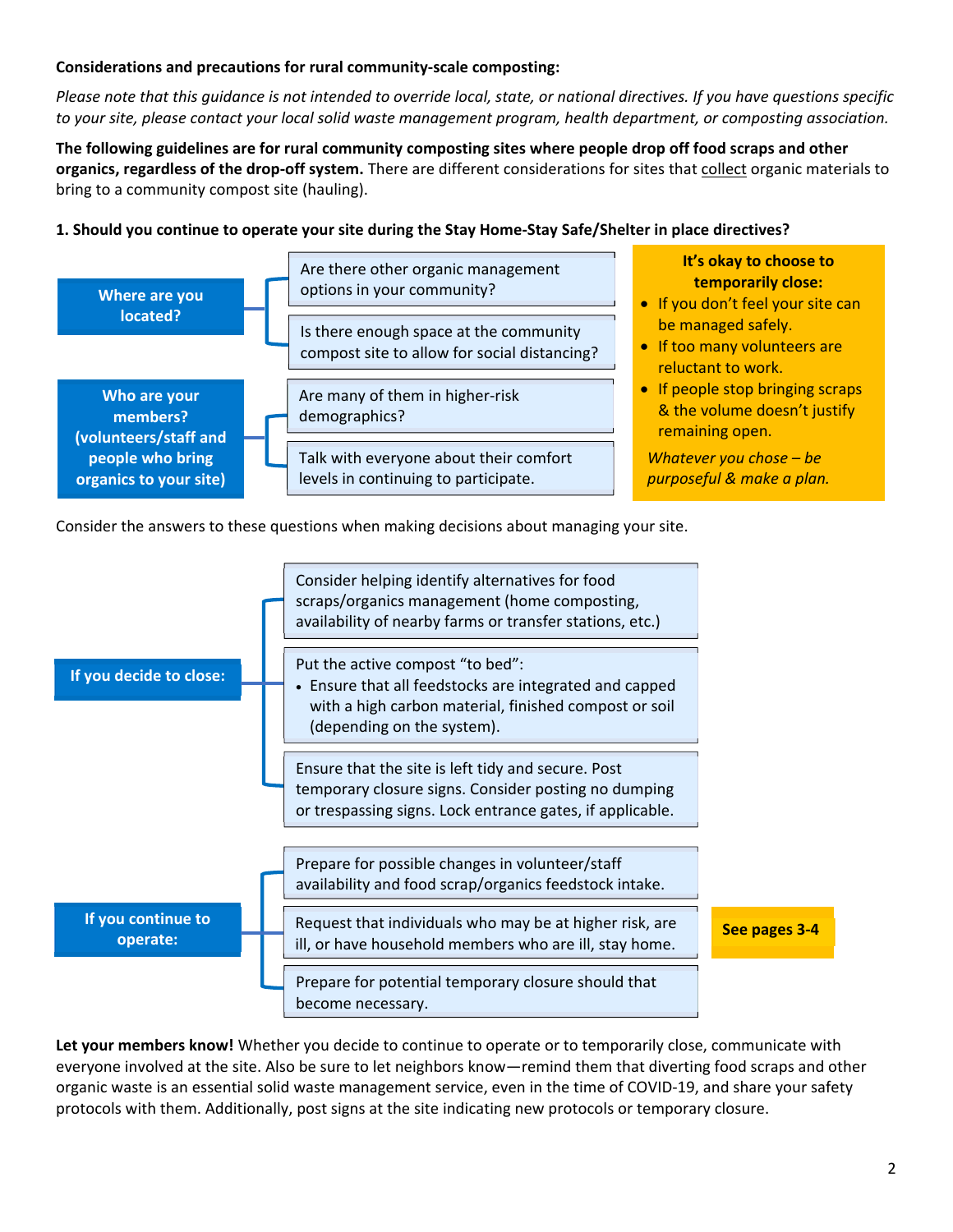**Considerations and precautions for rural community-scale composting:**

*Please note that this guidance is not intended to override local, state, or national directives. If you have questions specific to your site, please contact your local solid waste management program, health department, or composting association.*

**The following guidelines are for rural community composting sites where people drop off food scraps and other organics, regardless of the drop-off system.** There are different considerations for sites that collect organic materials to bring to a community compost site (hauling).

**1. Should you continue to operate your site during the Stay Home-Stay Safe/Shelter in place directives?**

**Where are you located?**

- Are there other organic management options in your community?
- Is there enough space at the community compost site to allow for social distancing?

**Who are your members? (volunteers/staff and people who bring organics to your site)**

- Are many of them in higher-risk demographics?
- Talk with everyone about their comfort levels in continuing to participate.

**It's okay to choose to temporarily close:**

- If you don't feel your site can be managed safely.
- If too many volunteers are reluctant to work.
- If people stop bringing scraps & the volume doesn't justify remaining open.

*Whatever you chose – be purposeful & make a plan.*

Consider the answers to these questions when making decisions about managing your site.

**If you decide to close:**

- Consider helping identify alternatives for food scraps/organics management (home composting, availability of nearby farms or transfer stations, etc.)
- Put the active compost "to bed":
  - Ensure that all feedstocks are integrated and capped with a high carbon material, finished compost or soil (depending on the system).
- Ensure that the site is left tidy and secure. Post temporary closure signs. Consider posting no dumping or trespassing signs. Lock entrance gates, if applicable.

**If you continue to operate:**

- Prepare for possible changes in volunteer/staff availability and food scrap/organics feedstock intake.
- Request that individuals who may be at higher risk, are ill, or have household members who are ill, stay home.
- Prepare for potential temporary closure should that become necessary.

**See pages 3-4**

**Let your members know!** Whether you decide to continue to operate or to temporarily close, communicate with everyone involved at the site. Also be sure to let neighbors know—remind them that diverting food scraps and other organic waste is an essential solid waste management service, even in the time of COVID-19, and share your safety protocols with them. Additionally, post signs at the site indicating new protocols or temporary closure.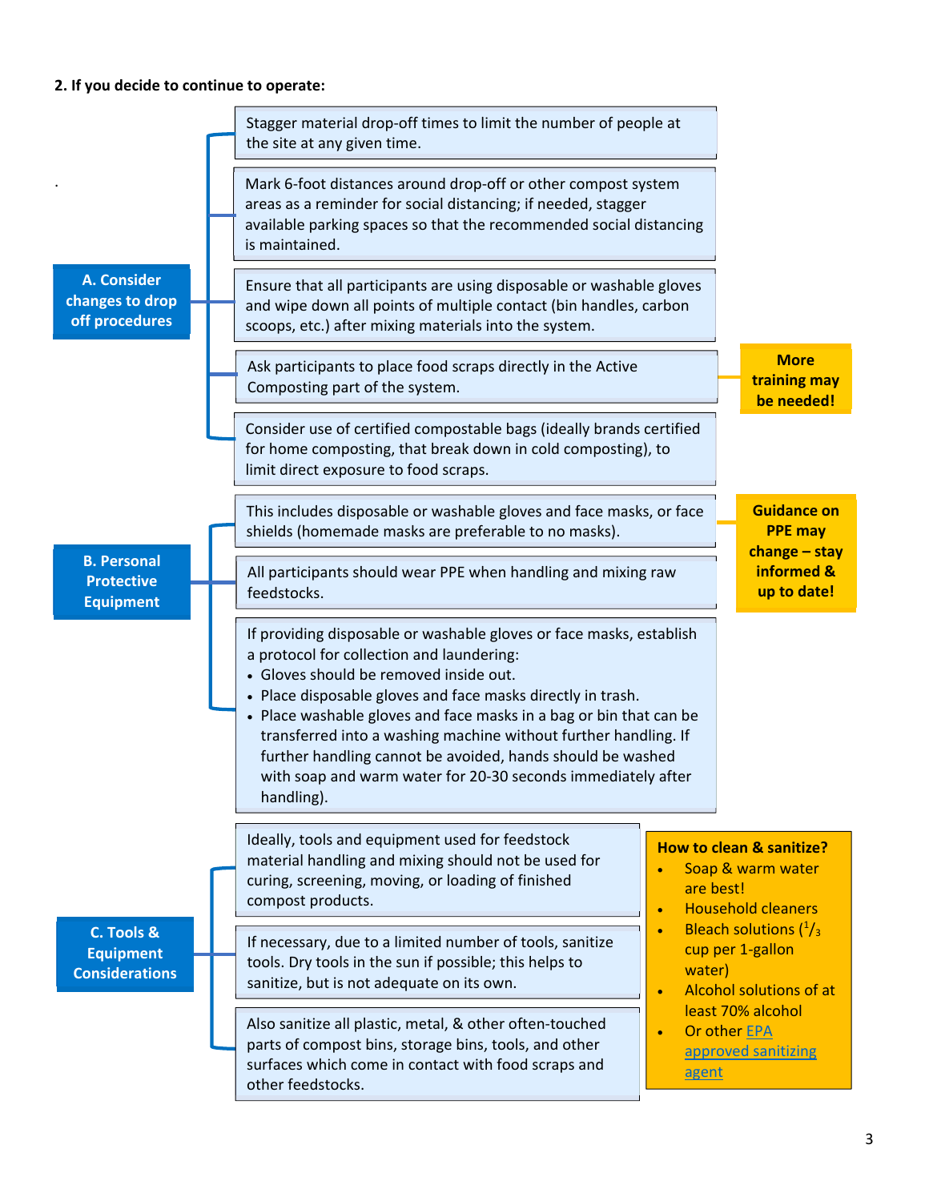**2. If you decide to continue to operate:**

### A. Consider changes to drop off procedures

- Stagger material drop-off times to limit the number of people at the site at any given time.
- Mark 6-foot distances around drop-off or other compost system areas as a reminder for social distancing; if needed, stagger available parking spaces so that the recommended social distancing is maintained.
- Ensure that all participants are using disposable or washable gloves and wipe down all points of multiple contact (bin handles, carbon scoops, etc.) after mixing materials into the system.
- Ask participants to place food scraps directly in the Active Composting part of the system.
  - **More training may be needed!**
- Consider use of certified compostable bags (ideally brands certified for home composting, that break down in cold composting), to limit direct exposure to food scraps.

### B. Personal Protective Equipment

**Guidance on PPE may change – stay informed & up to date!**

- This includes disposable or washable gloves and face masks, or face shields (homemade masks are preferable to no masks).
- All participants should wear PPE when handling and mixing raw feedstocks.
- If providing disposable or washable gloves or face masks, establish a protocol for collection and laundering:
  - Gloves should be removed inside out.
  - Place disposable gloves and face masks directly in trash.
  - Place washable gloves and face masks in a bag or bin that can be transferred into a washing machine without further handling. If further handling cannot be avoided, hands should be washed with soap and warm water for 20-30 seconds immediately after handling).

### C. Tools & Equipment Considerations

- Ideally, tools and equipment used for feedstock material handling and mixing should not be used for curing, screening, moving, or loading of finished compost products.
- If necessary, due to a limited number of tools, sanitize tools. Dry tools in the sun if possible; this helps to sanitize, but is not adequate on its own.
- Also sanitize all plastic, metal, & other often-touched parts of compost bins, storage bins, tools, and other surfaces which come in contact with food scraps and other feedstocks.

**How to clean & sanitize?**

- Soap & warm water are best!
- Household cleaners
- Bleach solutions ($^{1}/_{3}$ cup per 1-gallon water)
- Alcohol solutions of at least 70% alcohol
- Or other EPA approved sanitizing agent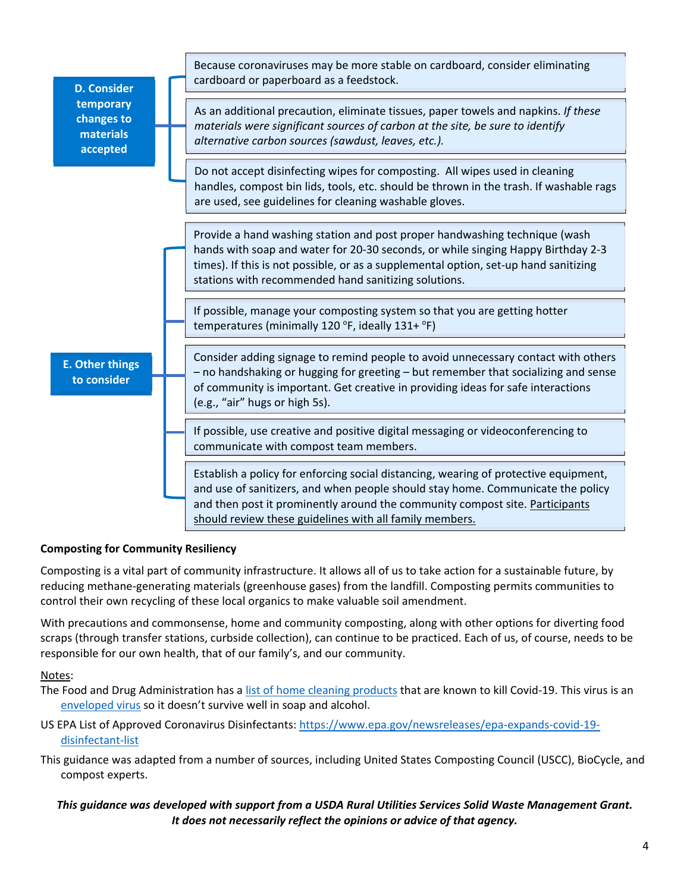**D. Consider temporary changes to materials accepted**

- Because coronaviruses may be more stable on cardboard, consider eliminating cardboard or paperboard as a feedstock.
- As an additional precaution, eliminate tissues, paper towels and napkins. *If these materials were significant sources of carbon at the site, be sure to identify alternative carbon sources (sawdust, leaves, etc.).*
- Do not accept disinfecting wipes for composting. All wipes used in cleaning handles, compost bin lids, tools, etc. should be thrown in the trash. If washable rags are used, see guidelines for cleaning washable gloves.

**E. Other things to consider**

- Provide a hand washing station and post proper handwashing technique (wash hands with soap and water for 20-30 seconds, or while singing Happy Birthday 2-3 times). If this is not possible, or as a supplemental option, set-up hand sanitizing stations with recommended hand sanitizing solutions.
- If possible, manage your composting system so that you are getting hotter temperatures (minimally 120 °F, ideally 131+ °F)
- Consider adding signage to remind people to avoid unnecessary contact with others – no handshaking or hugging for greeting – but remember that socializing and sense of community is important. Get creative in providing ideas for safe interactions (e.g., "air" hugs or high 5s).
- If possible, use creative and positive digital messaging or videoconferencing to communicate with compost team members.
- Establish a policy for enforcing social distancing, wearing of protective equipment, and use of sanitizers, and when people should stay home. Communicate the policy and then post it prominently around the community compost site. Participants should review these guidelines with all family members.

**Composting for Community Resiliency**

Composting is a vital part of community infrastructure. It allows all of us to take action for a sustainable future, by reducing methane-generating materials (greenhouse gases) from the landfill. Composting permits communities to control their own recycling of these local organics to make valuable soil amendment.

With precautions and commonsense, home and community composting, along with other options for diverting food scraps (through transfer stations, curbside collection), can continue to be practiced. Each of us, of course, needs to be responsible for our own health, that of our family's, and our community.

Notes:

The Food and Drug Administration has a list of home cleaning products that are known to kill Covid-19. This virus is an enveloped virus so it doesn't survive well in soap and alcohol.

US EPA List of Approved Coronavirus Disinfectants: https://www.epa.gov/newsreleases/epa-expands-covid-19-disinfectant-list

This guidance was adapted from a number of sources, including United States Composting Council (USCC), BioCycle, and compost experts.

***This guidance was developed with support from a USDA Rural Utilities Services Solid Waste Management Grant. It does not necessarily reflect the opinions or advice of that agency.***